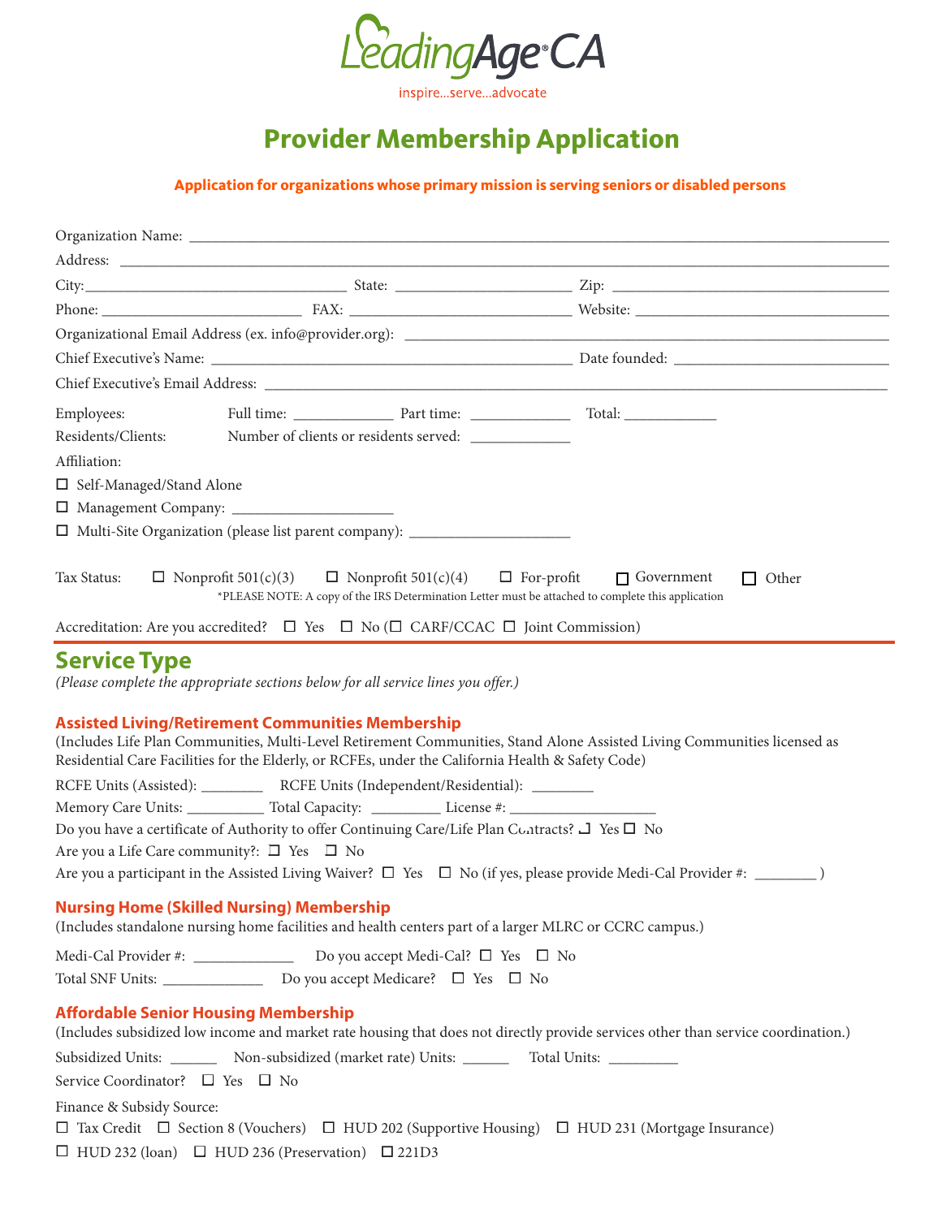LeadingAge CA

inspire...serve...advocate

# Provider Membership Application

**Application for organizations whose primary mission is serving seniors or disabled persons**

Organization Name: ___________________________________________________________________

Address: ___________________________________________________________________

City: ______________________ State: ________________ Zip: ______________________

Phone: __________________ FAX: ____________________ Website: ______________________

Organizational Email Address (ex. info@provider.org): ___________________________________

Chief Executive's Name: ________________________________ Date founded: __________________

Chief Executive's Email Address: ___________________________________________________

Employees: Full time: __________ Part time: __________ Total: __________

Residents/Clients: Number of clients or residents served: __________

Affiliation:

☐ Self-Managed/Stand Alone

☐ Management Company: ________________

☐ Multi-Site Organization (please list parent company): ________________

Tax Status: ☐ Nonprofit 501(c)(3) ☐ Nonprofit 501(c)(4) ☐ For-profit ☐ Government ☐ Other

*PLEASE NOTE: A copy of the IRS Determination Letter must be attached to complete this application

Accreditation: Are you accredited? ☐ Yes ☐ No (☐ CARF/CCAC ☐ Joint Commission)

## Service Type

*(Please complete the appropriate sections below for all service lines you offer.)*

### Assisted Living/Retirement Communities Membership

(Includes Life Plan Communities, Multi-Level Retirement Communities, Stand Alone Assisted Living Communities licensed as Residential Care Facilities for the Elderly, or RCFEs, under the California Health & Safety Code)

RCFE Units (Assisted): ________ RCFE Units (Independent/Residential): ________

Memory Care Units: ________ Total Capacity: ________ License #: ________________

Do you have a certificate of Authority to offer Continuing Care/Life Plan Contracts? ☐ Yes ☐ No

Are you a Life Care community?: ☐ Yes ☐ No

Are you a participant in the Assisted Living Waiver? ☐ Yes ☐ No (if yes, please provide Medi-Cal Provider #: ________ )

### Nursing Home (Skilled Nursing) Membership

(Includes standalone nursing home facilities and health centers part of a larger MLRC or CCRC campus.)

Medi-Cal Provider #: __________ Do you accept Medi-Cal? ☐ Yes ☐ No

Total SNF Units: __________ Do you accept Medicare? ☐ Yes ☐ No

### Affordable Senior Housing Membership

(Includes subsidized low income and market rate housing that does not directly provide services other than service coordination.)

Subsidized Units: ______ Non-subsidized (market rate) Units: ______ Total Units: ________

Service Coordinator? ☐ Yes ☐ No

Finance & Subsidy Source:

☐ Tax Credit ☐ Section 8 (Vouchers) ☐ HUD 202 (Supportive Housing) ☐ HUD 231 (Mortgage Insurance)

☐ HUD 232 (loan) ☐ HUD 236 (Preservation) ☐ 221D3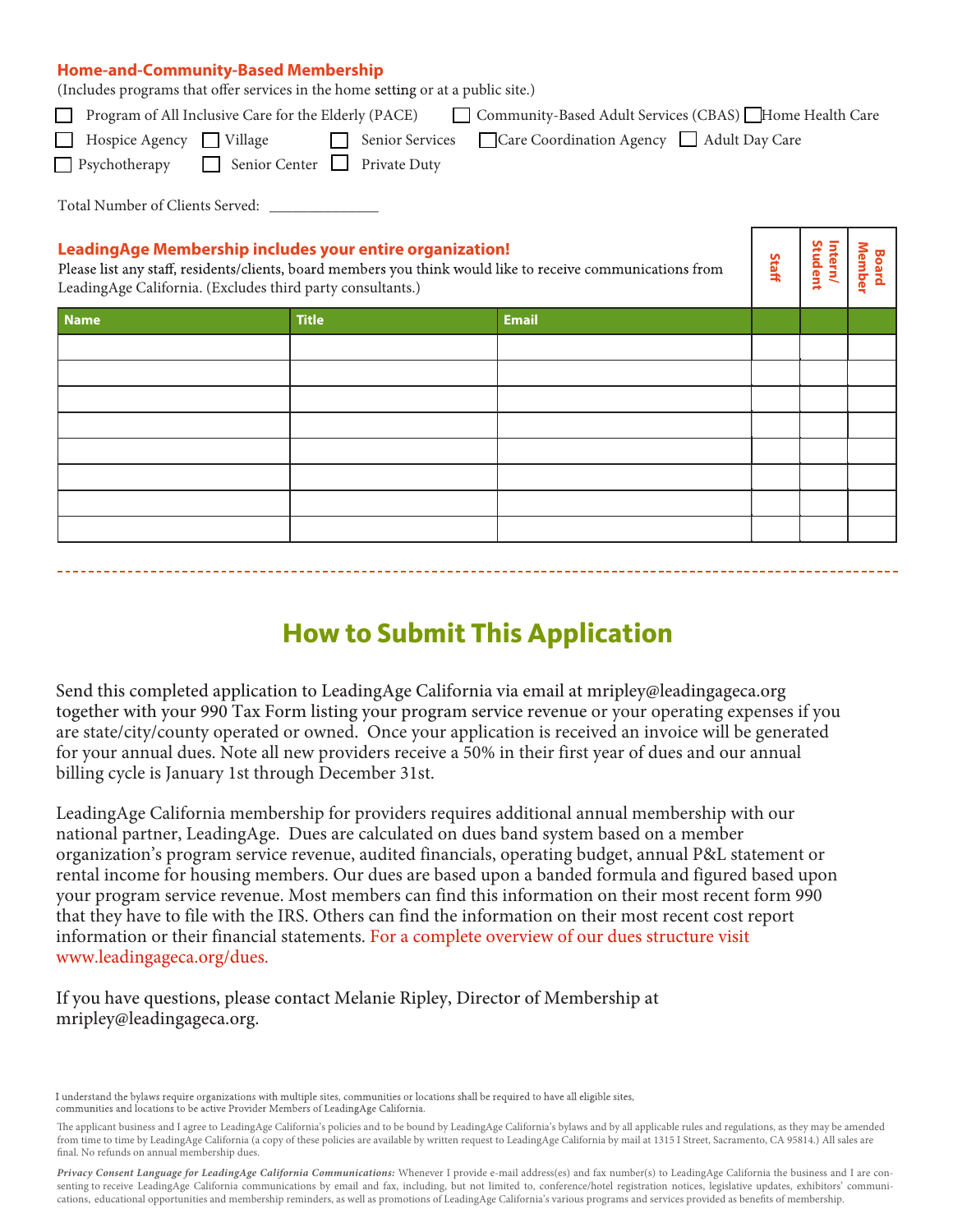### Home-and-Community-Based Membership

(Includes programs that offer services in the home setting or at a public site.)

☐ Program of All Inclusive Care for the Elderly (PACE) ☐ Community-Based Adult Services (CBAS) ☐ Home Health Care

☐ Hospice Agency ☐ Village ☐ Senior Services ☐ Care Coordination Agency ☐ Adult Day Care

☐ Psychotherapy ☐ Senior Center ☐ Private Duty

Total Number of Clients Served: ______________

### LeadingAge Membership includes your entire organization!

Please list any staff, residents/clients, board members you think would like to receive communications from LeadingAge California. (Excludes third party consultants.)

| Name | Title | Email | Staff | Intern/ Student | Board Member |
|---|---|---|---|---|---|
| | | | | | |
| | | | | | |
| | | | | | |
| | | | | | |
| | | | | | |
| | | | | | |
| | | | | | |
| | | | | | |

## How to Submit This Application

Send this completed application to LeadingAge California via email at mripley@leadingageca.org together with your 990 Tax Form listing your program service revenue or your operating expenses if you are state/city/county operated or owned. Once your application is received an invoice will be generated for your annual dues. Note all new providers receive a 50% in their first year of dues and our annual billing cycle is January 1st through December 31st.

LeadingAge California membership for providers requires additional annual membership with our national partner, LeadingAge. Dues are calculated on dues band system based on a member organization's program service revenue, audited financials, operating budget, annual P&L statement or rental income for housing members. Our dues are based upon a banded formula and figured based upon your program service revenue. Most members can find this information on their most recent form 990 that they have to file with the IRS. Others can find the information on their most recent cost report information or their financial statements. For a complete overview of our dues structure visit www.leadingageca.org/dues.

If you have questions, please contact Melanie Ripley, Director of Membership at mripley@leadingageca.org.

I understand the bylaws require organizations with multiple sites, communities or locations shall be required to have all eligible sites, communities and locations to be active Provider Members of LeadingAge California.

The applicant business and I agree to LeadingAge California's policies and to be bound by LeadingAge California's bylaws and by all applicable rules and regulations, as they may be amended from time to time by LeadingAge California (a copy of these policies are available by written request to LeadingAge California by mail at 1315 I Street, Sacramento, CA 95814.) All sales are final. No refunds on annual membership dues.

*Privacy Consent Language for LeadingAge California Communications:* Whenever I provide e-mail address(es) and fax number(s) to LeadingAge California the business and I are consenting to receive LeadingAge California communications by email and fax, including, but not limited to, conference/hotel registration notices, legislative updates, exhibitors' communications, educational opportunities and membership reminders, as well as promotions of LeadingAge California's various programs and services provided as benefits of membership.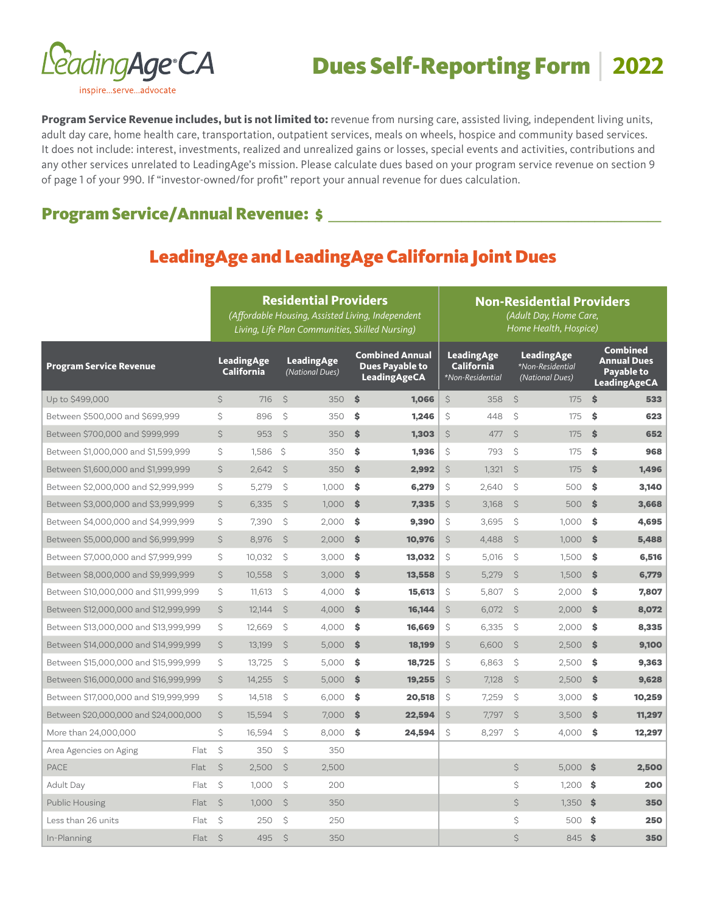LeadingAge CA
inspire...serve...advocate

# Dues Self-Reporting Form | 2022

**Program Service Revenue includes, but is not limited to:** revenue from nursing care, assisted living, independent living units, adult day care, home health care, transportation, outpatient services, meals on wheels, hospice and community based services. It does not include: interest, investments, realized and unrealized gains or losses, special events and activities, contributions and any other services unrelated to LeadingAge's mission. Please calculate dues based on your program service revenue on section 9 of page 1 of your 990. If "investor-owned/for profit" report your annual revenue for dues calculation.

## Program Service/Annual Revenue: $ ____________________________

## LeadingAge and LeadingAge California Joint Dues

| | **Residential Providers** *(Affordable Housing, Assisted Living, Independent Living, Life Plan Communities, Skilled Nursing)* | | | **Non-Residential Providers** *(Adult Day, Home Care, Home Health, Hospice)* | | |
|---|---|---|---|---|---|---|
| **Program Service Revenue** | **LeadingAge California** | **LeadingAge** *(National Dues)* | **Combined Annual Dues Payable to LeadingAgeCA** | **LeadingAge California** *\*Non-Residential* | **LeadingAge** *\*Non-Residential (National Dues)* | **Combined Annual Dues Payable to LeadingAgeCA** |
| Up to $499,000 | $ 716 | $ 350 | **$ 1,066** | $ 358 | $ 175 | **$ 533** |
| Between $500,000 and $699,999 | $ 896 | $ 350 | **$ 1,246** | $ 448 | $ 175 | **$ 623** |
| Between $700,000 and $999,999 | $ 953 | $ 350 | **$ 1,303** | $ 477 | $ 175 | **$ 652** |
| Between $1,000,000 and $1,599,999 | $ 1,586 | $ 350 | **$ 1,936** | $ 793 | $ 175 | **$ 968** |
| Between $1,600,000 and $1,999,999 | $ 2,642 | $ 350 | **$ 2,992** | $ 1,321 | $ 175 | **$ 1,496** |
| Between $2,000,000 and $2,999,999 | $ 5,279 | $ 1,000 | **$ 6,279** | $ 2,640 | $ 500 | **$ 3,140** |
| Between $3,000,000 and $3,999,999 | $ 6,335 | $ 1,000 | **$ 7,335** | $ 3,168 | $ 500 | **$ 3,668** |
| Between $4,000,000 and $4,999,999 | $ 7,390 | $ 2,000 | **$ 9,390** | $ 3,695 | $ 1,000 | **$ 4,695** |
| Between $5,000,000 and $6,999,999 | $ 8,976 | $ 2,000 | **$ 10,976** | $ 4,488 | $ 1,000 | **$ 5,488** |
| Between $7,000,000 and $7,999,999 | $ 10,032 | $ 3,000 | **$ 13,032** | $ 5,016 | $ 1,500 | **$ 6,516** |
| Between $8,000,000 and $9,999,999 | $ 10,558 | $ 3,000 | **$ 13,558** | $ 5,279 | $ 1,500 | **$ 6,779** |
| Between $10,000,000 and $11,999,999 | $ 11,613 | $ 4,000 | **$ 15,613** | $ 5,807 | $ 2,000 | **$ 7,807** |
| Between $12,000,000 and $12,999,999 | $ 12,144 | $ 4,000 | **$ 16,144** | $ 6,072 | $ 2,000 | **$ 8,072** |
| Between $13,000,000 and $13,999,999 | $ 12,669 | $ 4,000 | **$ 16,669** | $ 6,335 | $ 2,000 | **$ 8,335** |
| Between $14,000,000 and $14,999,999 | $ 13,199 | $ 5,000 | **$ 18,199** | $ 6,600 | $ 2,500 | **$ 9,100** |
| Between $15,000,000 and $15,999,999 | $ 13,725 | $ 5,000 | **$ 18,725** | $ 6,863 | $ 2,500 | **$ 9,363** |
| Between $16,000,000 and $16,999,999 | $ 14,255 | $ 5,000 | **$ 19,255** | $ 7,128 | $ 2,500 | **$ 9,628** |
| Between $17,000,000 and $19,999,999 | $ 14,518 | $ 6,000 | **$ 20,518** | $ 7,259 | $ 3,000 | **$ 10,259** |
| Between $20,000,000 and $24,000,000 | $ 15,594 | $ 7,000 | **$ 22,594** | $ 7,797 | $ 3,500 | **$ 11,297** |
| More than 24,000,000 | $ 16,594 | $ 8,000 | **$ 24,594** | $ 8,297 | $ 4,000 | **$ 12,297** |
| Area Agencies on Aging Flat | $ 350 | $ 350 | | | | |
| PACE Flat | $ 2,500 | $ 2,500 | | | $ 5,000 | **$ 2,500** |
| Adult Day Flat | $ 1,000 | $ 200 | | | $ 1,200 | **$ 200** |
| Public Housing Flat | $ 1,000 | $ 350 | | | $ 1,350 | **$ 350** |
| Less than 26 units Flat | $ 250 | $ 250 | | | $ 500 | **$ 250** |
| In-Planning Flat | $ 495 | $ 350 | | | $ 845 | **$ 350** |